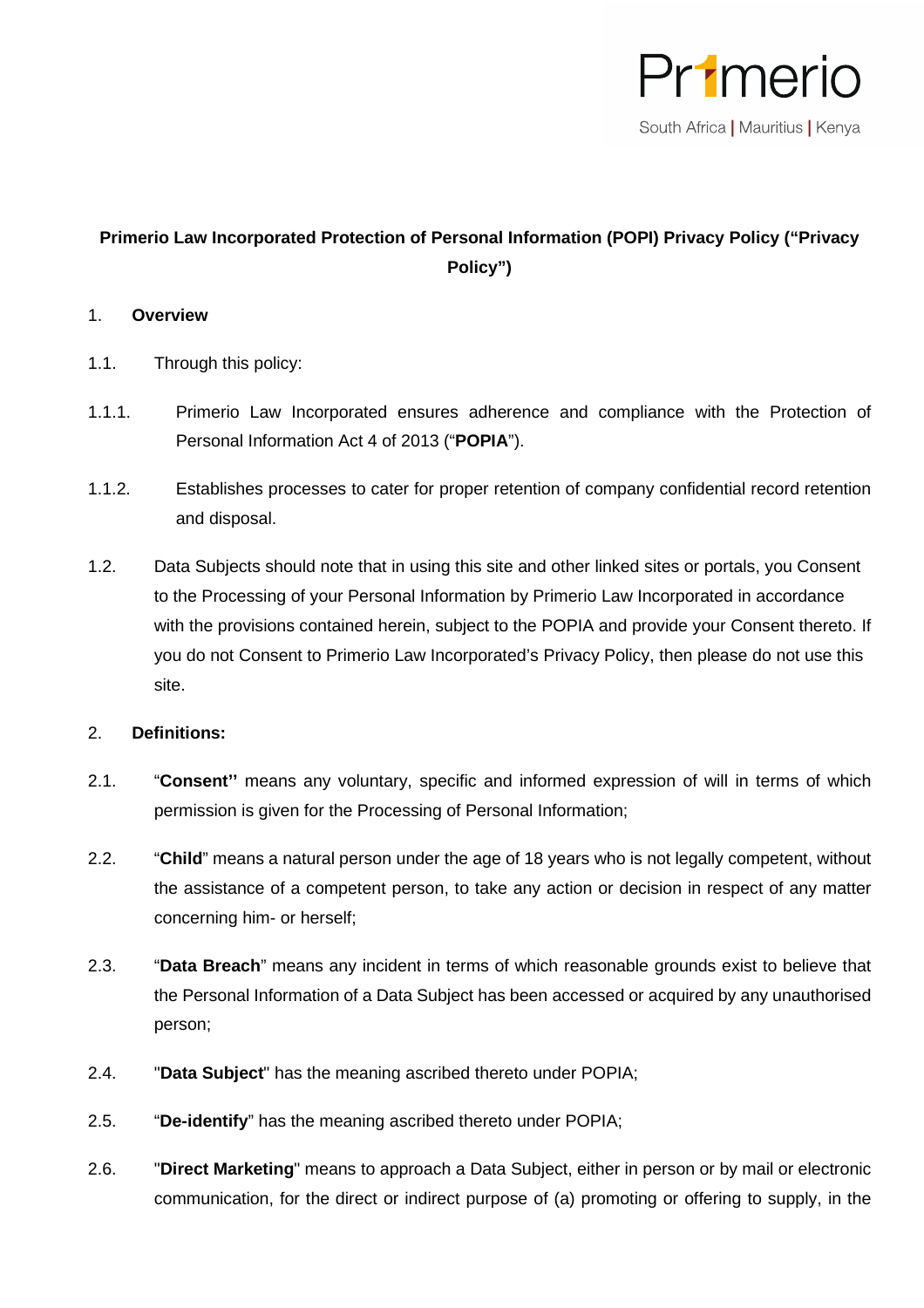Primerio

South Africa | Mauritius | Kenya

**Primerio Law Incorporated Protection of Personal Information (POPI) Privacy Policy ("Privacy Policy")**

1. **Overview**

1.1. Through this policy:

1.1.1. Primerio Law Incorporated ensures adherence and compliance with the Protection of Personal Information Act 4 of 2013 ("**POPIA**").

1.1.2. Establishes processes to cater for proper retention of company confidential record retention and disposal.

1.2. Data Subjects should note that in using this site and other linked sites or portals, you Consent to the Processing of your Personal Information by Primerio Law Incorporated in accordance with the provisions contained herein, subject to the POPIA and provide your Consent thereto. If you do not Consent to Primerio Law Incorporated's Privacy Policy, then please do not use this site.

2. **Definitions:**

2.1. "**Consent''** means any voluntary, specific and informed expression of will in terms of which permission is given for the Processing of Personal Information;

2.2. "**Child**" means a natural person under the age of 18 years who is not legally competent, without the assistance of a competent person, to take any action or decision in respect of any matter concerning him- or herself;

2.3. "**Data Breach**" means any incident in terms of which reasonable grounds exist to believe that the Personal Information of a Data Subject has been accessed or acquired by any unauthorised person;

2.4. "**Data Subject**" has the meaning ascribed thereto under POPIA;

2.5. "**De-identify**" has the meaning ascribed thereto under POPIA;

2.6. "**Direct Marketing**" means to approach a Data Subject, either in person or by mail or electronic communication, for the direct or indirect purpose of (a) promoting or offering to supply, in the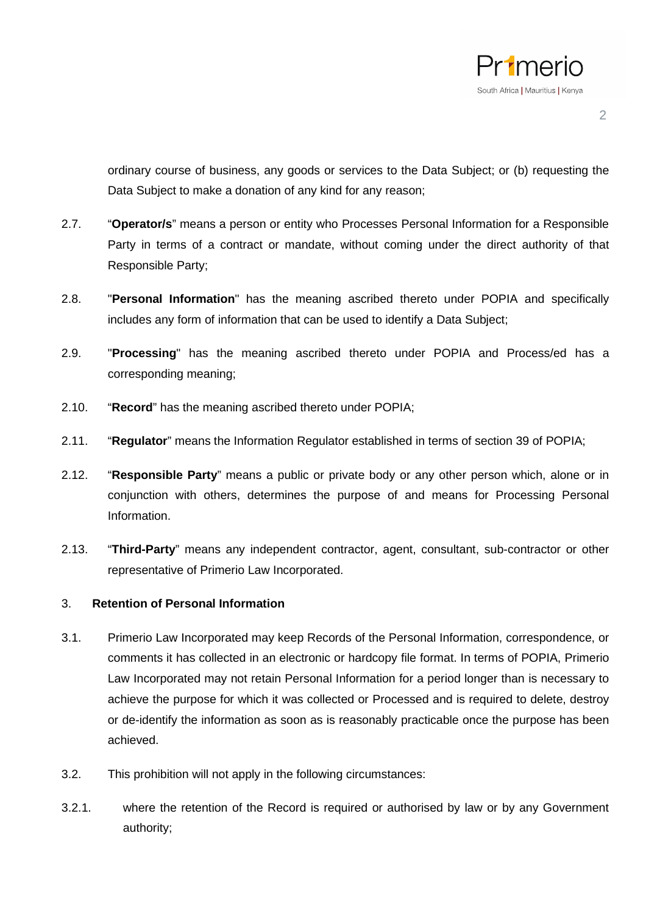ordinary course of business, any goods or services to the Data Subject; or (b) requesting the Data Subject to make a donation of any kind for any reason;

2.7. "**Operator/s**" means a person or entity who Processes Personal Information for a Responsible Party in terms of a contract or mandate, without coming under the direct authority of that Responsible Party;

2.8. "**Personal Information**" has the meaning ascribed thereto under POPIA and specifically includes any form of information that can be used to identify a Data Subject;

2.9. "**Processing**" has the meaning ascribed thereto under POPIA and Process/ed has a corresponding meaning;

2.10. "**Record**" has the meaning ascribed thereto under POPIA;

2.11. "**Regulator**" means the Information Regulator established in terms of section 39 of POPIA;

2.12. "**Responsible Party**" means a public or private body or any other person which, alone or in conjunction with others, determines the purpose of and means for Processing Personal Information.

2.13. "**Third-Party**" means any independent contractor, agent, consultant, sub-contractor or other representative of Primerio Law Incorporated.

## 3. Retention of Personal Information

3.1. Primerio Law Incorporated may keep Records of the Personal Information, correspondence, or comments it has collected in an electronic or hardcopy file format. In terms of POPIA, Primerio Law Incorporated may not retain Personal Information for a period longer than is necessary to achieve the purpose for which it was collected or Processed and is required to delete, destroy or de-identify the information as soon as is reasonably practicable once the purpose has been achieved.

3.2. This prohibition will not apply in the following circumstances:

3.2.1. where the retention of the Record is required or authorised by law or by any Government authority;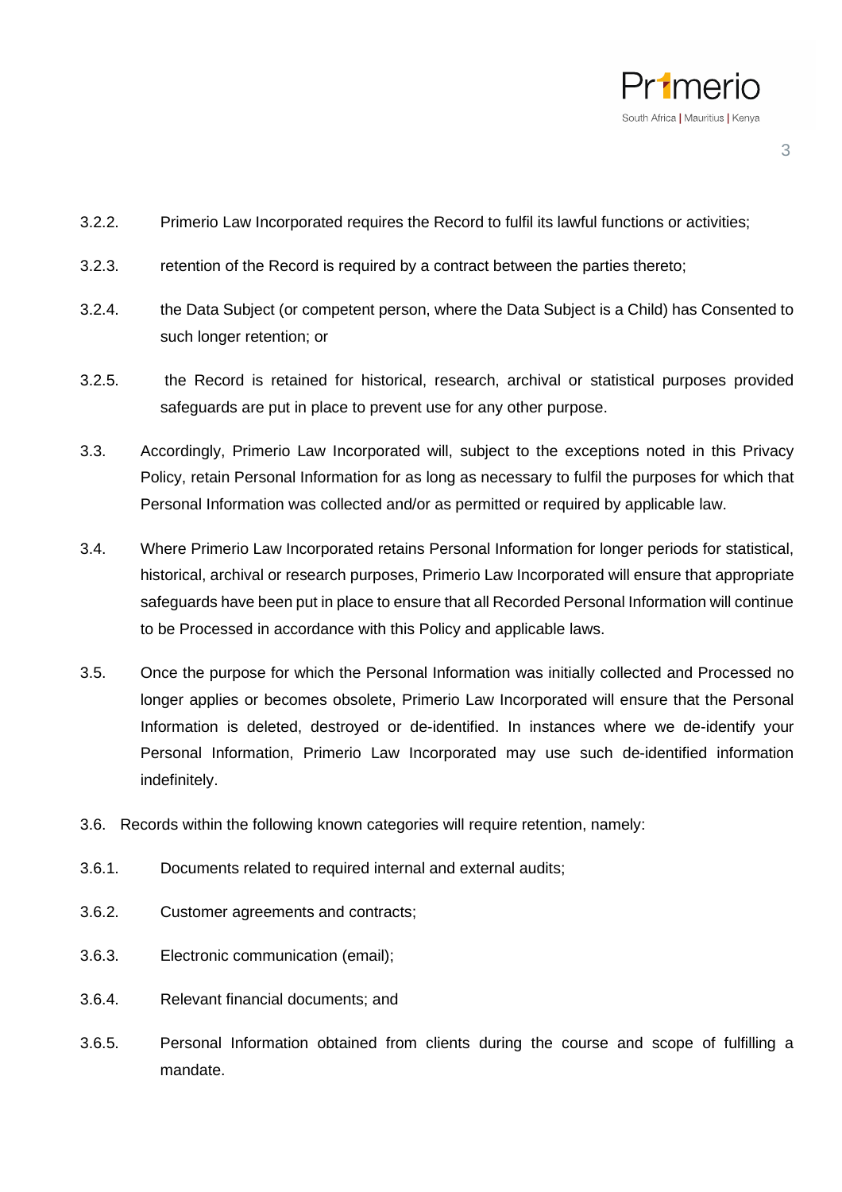3.2.2. Primerio Law Incorporated requires the Record to fulfil its lawful functions or activities;

3.2.3. retention of the Record is required by a contract between the parties thereto;

3.2.4. the Data Subject (or competent person, where the Data Subject is a Child) has Consented to such longer retention; or

3.2.5. the Record is retained for historical, research, archival or statistical purposes provided safeguards are put in place to prevent use for any other purpose.

3.3. Accordingly, Primerio Law Incorporated will, subject to the exceptions noted in this Privacy Policy, retain Personal Information for as long as necessary to fulfil the purposes for which that Personal Information was collected and/or as permitted or required by applicable law.

3.4. Where Primerio Law Incorporated retains Personal Information for longer periods for statistical, historical, archival or research purposes, Primerio Law Incorporated will ensure that appropriate safeguards have been put in place to ensure that all Recorded Personal Information will continue to be Processed in accordance with this Policy and applicable laws.

3.5. Once the purpose for which the Personal Information was initially collected and Processed no longer applies or becomes obsolete, Primerio Law Incorporated will ensure that the Personal Information is deleted, destroyed or de-identified. In instances where we de-identify your Personal Information, Primerio Law Incorporated may use such de-identified information indefinitely.

3.6. Records within the following known categories will require retention, namely:

3.6.1. Documents related to required internal and external audits;

3.6.2. Customer agreements and contracts;

3.6.3. Electronic communication (email);

3.6.4. Relevant financial documents; and

3.6.5. Personal Information obtained from clients during the course and scope of fulfilling a mandate.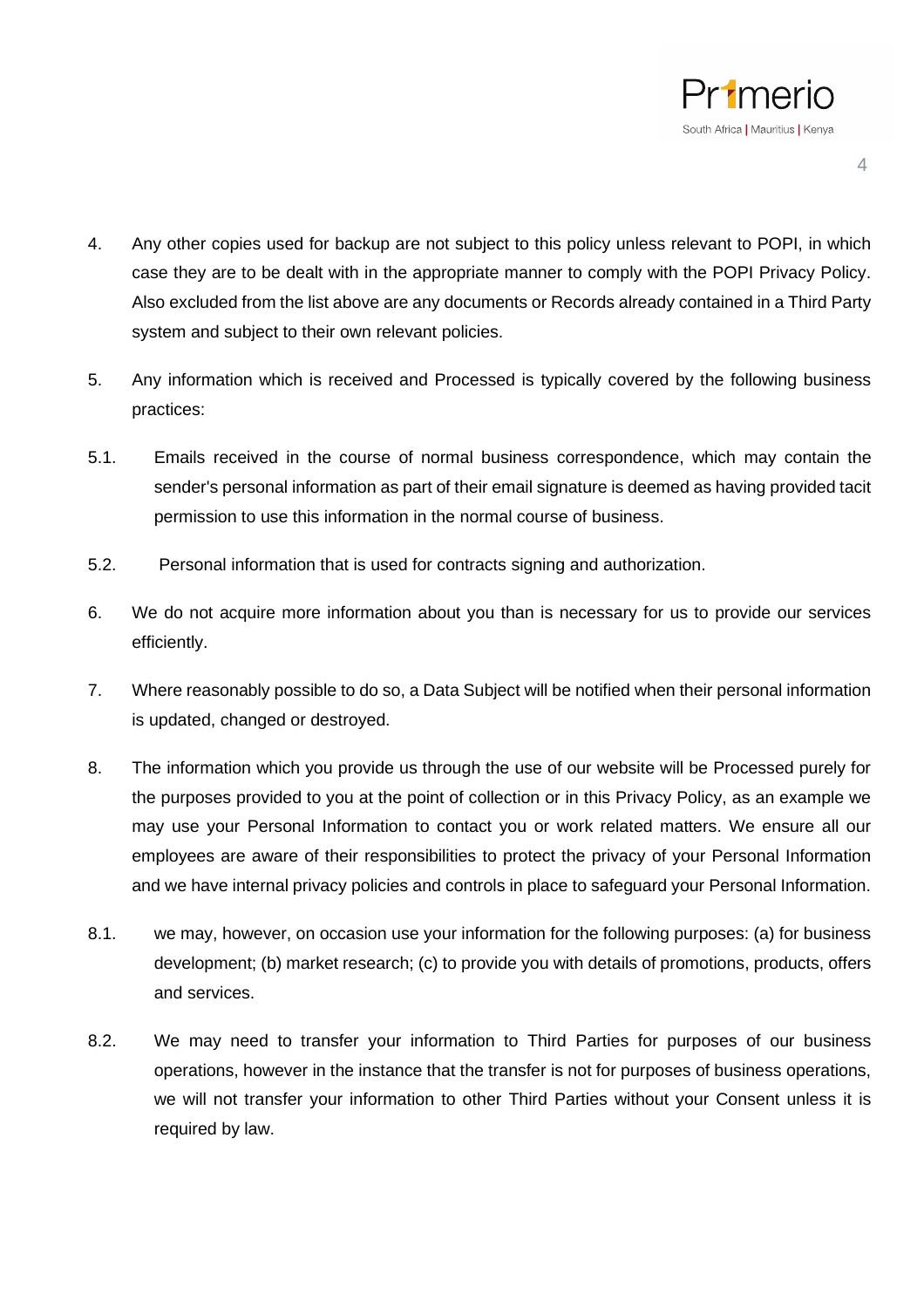4. Any other copies used for backup are not subject to this policy unless relevant to POPI, in which case they are to be dealt with in the appropriate manner to comply with the POPI Privacy Policy. Also excluded from the list above are any documents or Records already contained in a Third Party system and subject to their own relevant policies.

5. Any information which is received and Processed is typically covered by the following business practices:

5.1. Emails received in the course of normal business correspondence, which may contain the sender's personal information as part of their email signature is deemed as having provided tacit permission to use this information in the normal course of business.

5.2. Personal information that is used for contracts signing and authorization.

6. We do not acquire more information about you than is necessary for us to provide our services efficiently.

7. Where reasonably possible to do so, a Data Subject will be notified when their personal information is updated, changed or destroyed.

8. The information which you provide us through the use of our website will be Processed purely for the purposes provided to you at the point of collection or in this Privacy Policy, as an example we may use your Personal Information to contact you or work related matters. We ensure all our employees are aware of their responsibilities to protect the privacy of your Personal Information and we have internal privacy policies and controls in place to safeguard your Personal Information.

8.1. we may, however, on occasion use your information for the following purposes: (a) for business development; (b) market research; (c) to provide you with details of promotions, products, offers and services.

8.2. We may need to transfer your information to Third Parties for purposes of our business operations, however in the instance that the transfer is not for purposes of business operations, we will not transfer your information to other Third Parties without your Consent unless it is required by law.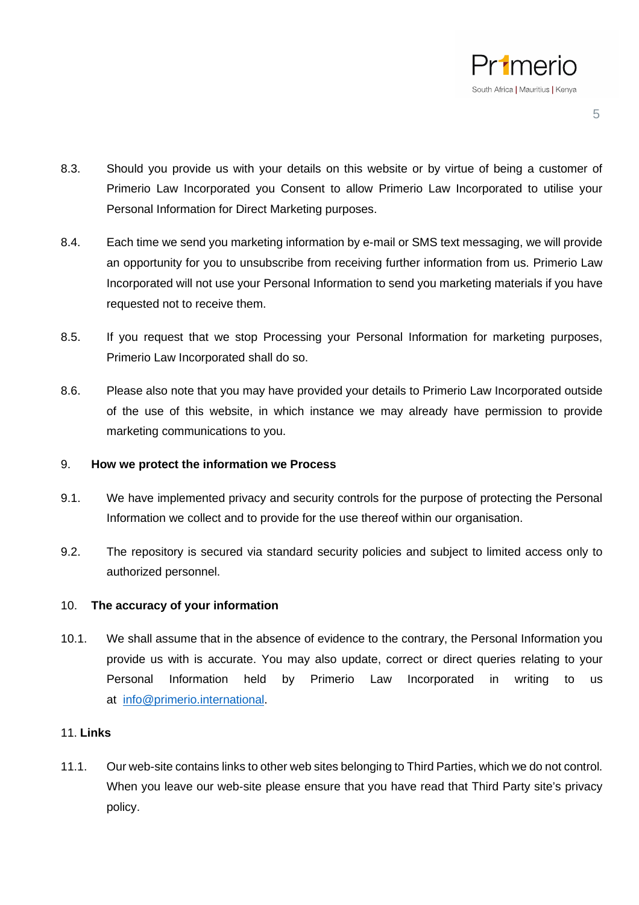8.3. Should you provide us with your details on this website or by virtue of being a customer of Primerio Law Incorporated you Consent to allow Primerio Law Incorporated to utilise your Personal Information for Direct Marketing purposes.

8.4. Each time we send you marketing information by e-mail or SMS text messaging, we will provide an opportunity for you to unsubscribe from receiving further information from us. Primerio Law Incorporated will not use your Personal Information to send you marketing materials if you have requested not to receive them.

8.5. If you request that we stop Processing your Personal Information for marketing purposes, Primerio Law Incorporated shall do so.

8.6. Please also note that you may have provided your details to Primerio Law Incorporated outside of the use of this website, in which instance we may already have permission to provide marketing communications to you.

## 9. How we protect the information we Process

9.1. We have implemented privacy and security controls for the purpose of protecting the Personal Information we collect and to provide for the use thereof within our organisation.

9.2. The repository is secured via standard security policies and subject to limited access only to authorized personnel.

## 10. The accuracy of your information

10.1. We shall assume that in the absence of evidence to the contrary, the Personal Information you provide us with is accurate. You may also update, correct or direct queries relating to your Personal Information held by Primerio Law Incorporated in writing to us at info@primerio.international.

## 11. Links

11.1. Our web-site contains links to other web sites belonging to Third Parties, which we do not control. When you leave our web-site please ensure that you have read that Third Party site's privacy policy.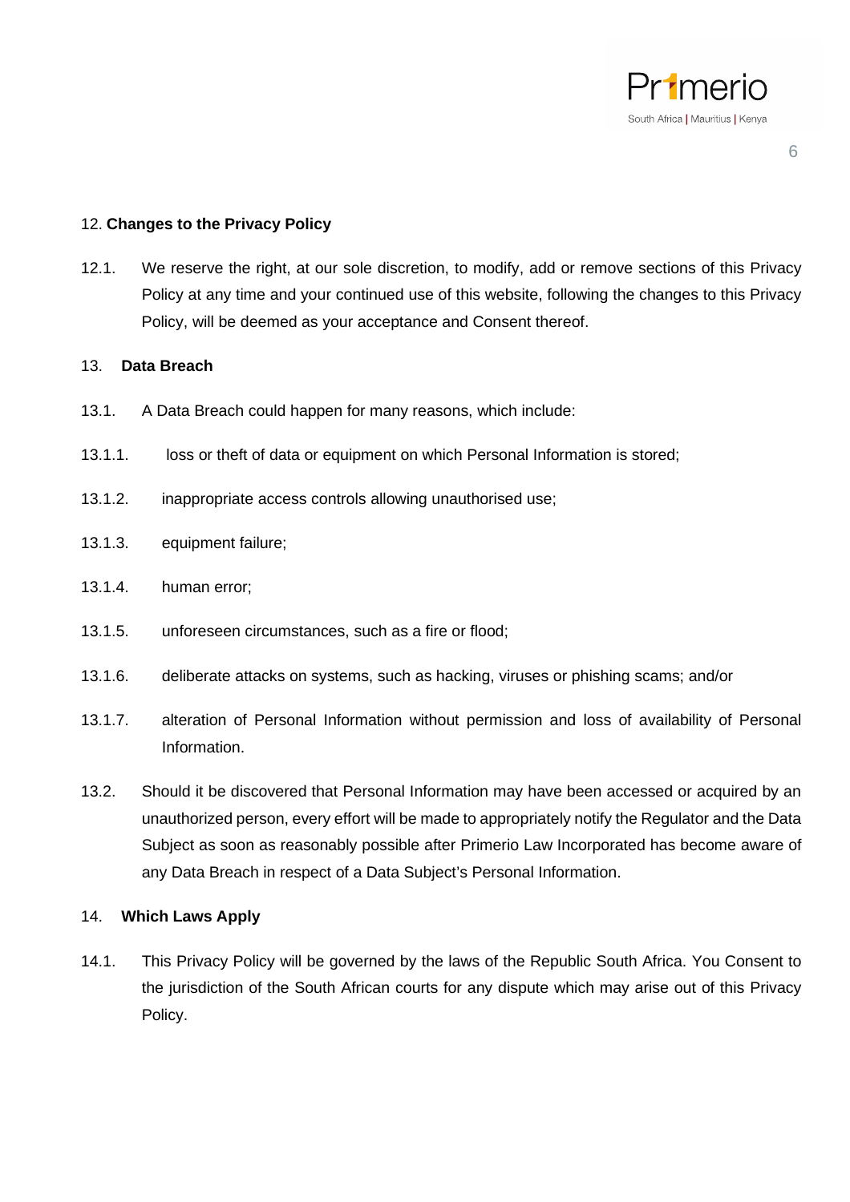## 12. **Changes to the Privacy Policy**

12.1. We reserve the right, at our sole discretion, to modify, add or remove sections of this Privacy Policy at any time and your continued use of this website, following the changes to this Privacy Policy, will be deemed as your acceptance and Consent thereof.

## 13. **Data Breach**

13.1. A Data Breach could happen for many reasons, which include:

13.1.1. loss or theft of data or equipment on which Personal Information is stored;

13.1.2. inappropriate access controls allowing unauthorised use;

13.1.3. equipment failure;

13.1.4. human error;

13.1.5. unforeseen circumstances, such as a fire or flood;

13.1.6. deliberate attacks on systems, such as hacking, viruses or phishing scams; and/or

13.1.7. alteration of Personal Information without permission and loss of availability of Personal Information.

13.2. Should it be discovered that Personal Information may have been accessed or acquired by an unauthorized person, every effort will be made to appropriately notify the Regulator and the Data Subject as soon as reasonably possible after Primerio Law Incorporated has become aware of any Data Breach in respect of a Data Subject's Personal Information.

## 14. **Which Laws Apply**

14.1. This Privacy Policy will be governed by the laws of the Republic South Africa. You Consent to the jurisdiction of the South African courts for any dispute which may arise out of this Privacy Policy.